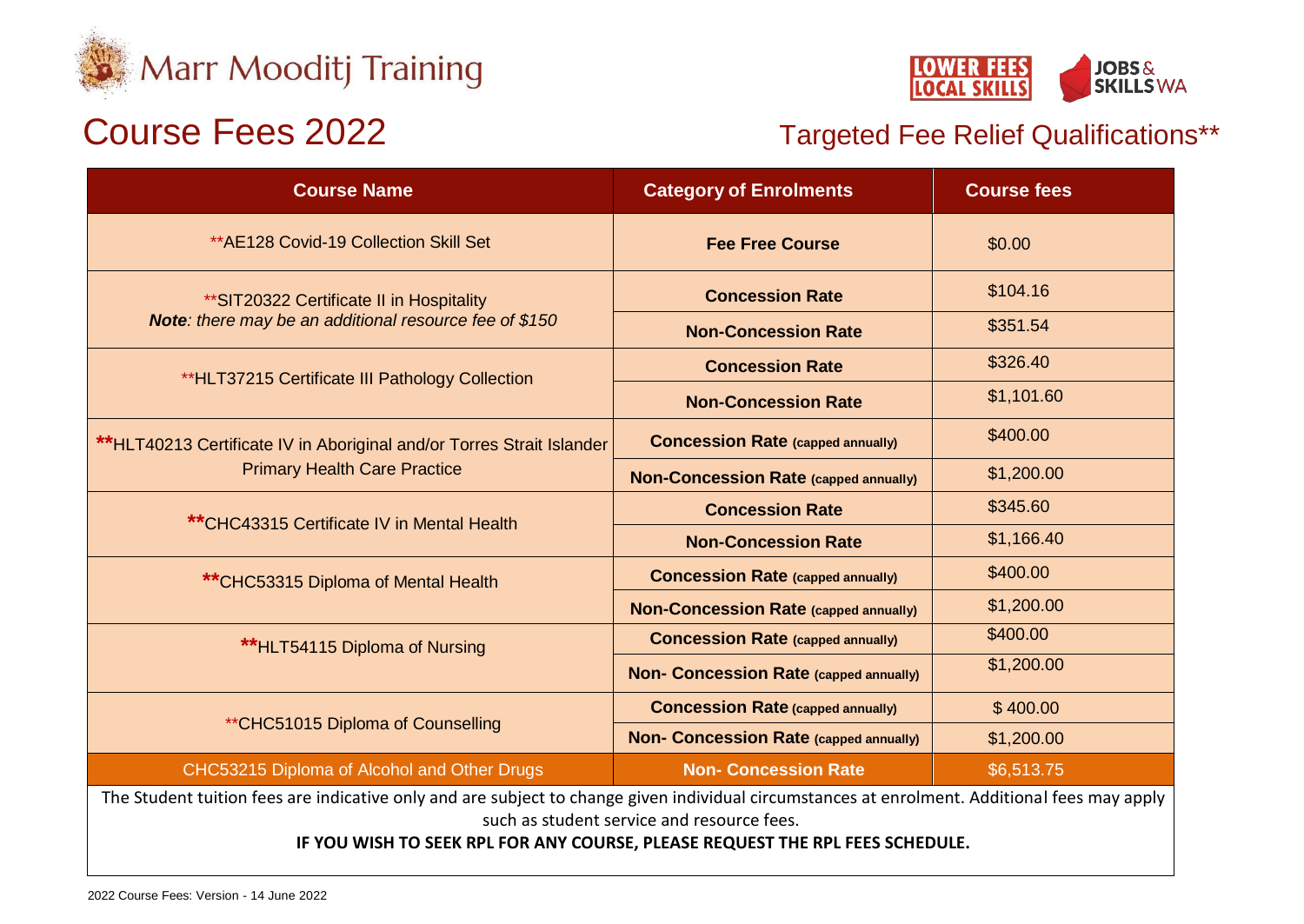Marr Mooditj Training

LOWER FEES LOCAL SKILLS | JOBS & SKILLS WA

# Course Fees 2022

## Targeted Fee Relief Qualifications**

| Course Name | Category of Enrolments | Course fees |
| --- | --- | --- |
| **AE128 Covid-19 Collection Skill Set | **Fee Free Course** | $0.00 |
| **SIT20322 Certificate II in Hospitality *Note: there may be an additional resource fee of $150* | **Concession Rate** | $104.16 |
| | **Non-Concession Rate** | $351.54 |
| **HLT37215 Certificate III Pathology Collection | **Concession Rate** | $326.40 |
| | **Non-Concession Rate** | $1,101.60 |
| **HLT40213 Certificate IV in Aboriginal and/or Torres Strait Islander Primary Health Care Practice | **Concession Rate** (capped annually) | $400.00 |
| | **Non-Concession Rate** (capped annually) | $1,200.00 |
| **CHC43315 Certificate IV in Mental Health | **Concession Rate** | $345.60 |
| | **Non-Concession Rate** | $1,166.40 |
| **CHC53315 Diploma of Mental Health | **Concession Rate** (capped annually) | $400.00 |
| | **Non-Concession Rate** (capped annually) | $1,200.00 |
| **HLT54115 Diploma of Nursing | **Concession Rate** (capped annually) | $400.00 |
| | **Non- Concession Rate** (capped annually) | $1,200.00 |
| **CHC51015 Diploma of Counselling | **Concession Rate** (capped annually) | $ 400.00 |
| | **Non- Concession Rate** (capped annually) | $1,200.00 |
| CHC53215 Diploma of Alcohol and Other Drugs | **Non- Concession Rate** | $6,513.75 |

The Student tuition fees are indicative only and are subject to change given individual circumstances at enrolment. Additional fees may apply such as student service and resource fees.

**IF YOU WISH TO SEEK RPL FOR ANY COURSE, PLEASE REQUEST THE RPL FEES SCHEDULE.**

2022 Course Fees: Version - 14 June 2022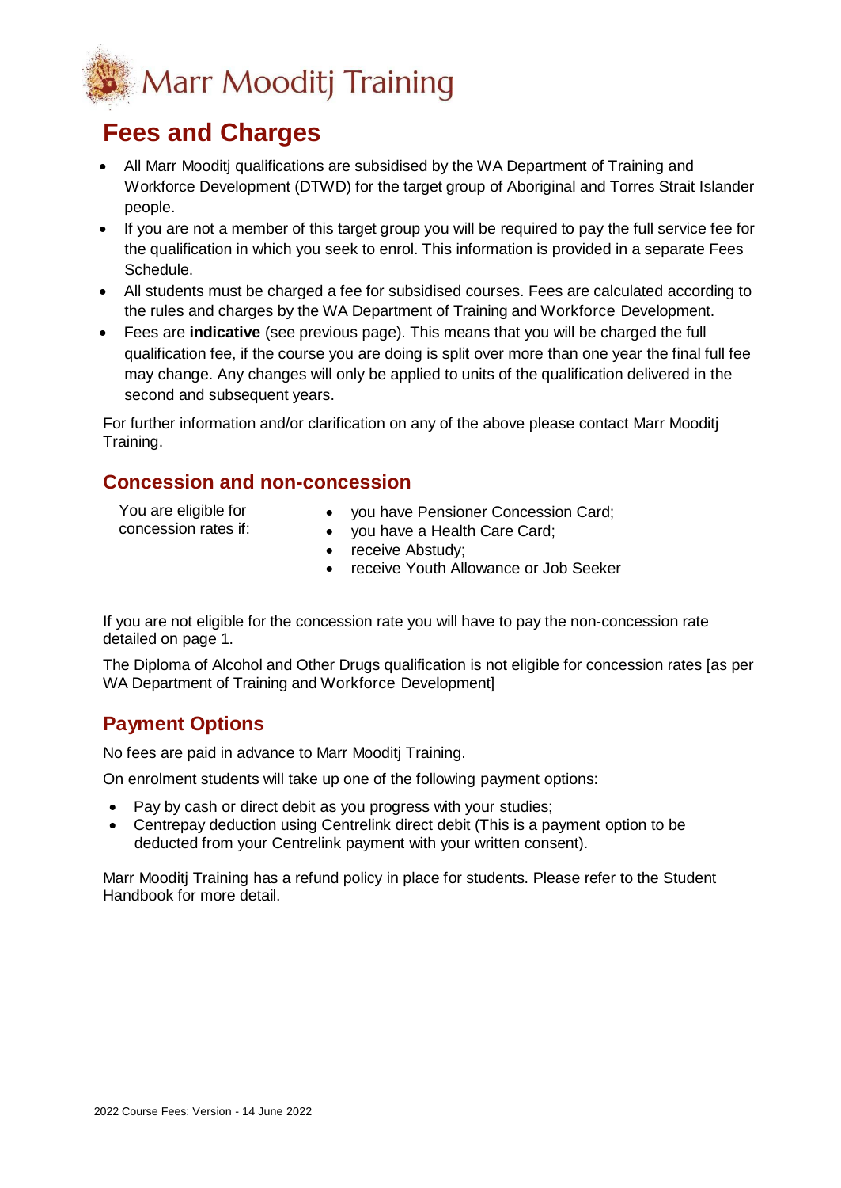# Marr Mooditj Training

## Fees and Charges

- All Marr Mooditj qualifications are subsidised by the WA Department of Training and Workforce Development (DTWD) for the target group of Aboriginal and Torres Strait Islander people.
- If you are not a member of this target group you will be required to pay the full service fee for the qualification in which you seek to enrol. This information is provided in a separate Fees Schedule.
- All students must be charged a fee for subsidised courses. Fees are calculated according to the rules and charges by the WA Department of Training and Workforce Development.
- Fees are **indicative** (see previous page). This means that you will be charged the full qualification fee, if the course you are doing is split over more than one year the final full fee may change. Any changes will only be applied to units of the qualification delivered in the second and subsequent years.

For further information and/or clarification on any of the above please contact Marr Mooditj Training.

### Concession and non-concession

You are eligible for concession rates if:

- you have Pensioner Concession Card;
- you have a Health Care Card;
- receive Abstudy;
- receive Youth Allowance or Job Seeker

If you are not eligible for the concession rate you will have to pay the non-concession rate detailed on page 1.

The Diploma of Alcohol and Other Drugs qualification is not eligible for concession rates [as per WA Department of Training and Workforce Development]

### Payment Options

No fees are paid in advance to Marr Mooditj Training.

On enrolment students will take up one of the following payment options:

- Pay by cash or direct debit as you progress with your studies;
- Centrepay deduction using Centrelink direct debit (This is a payment option to be deducted from your Centrelink payment with your written consent).

Marr Mooditj Training has a refund policy in place for students. Please refer to the Student Handbook for more detail.

2022 Course Fees: Version - 14 June 2022